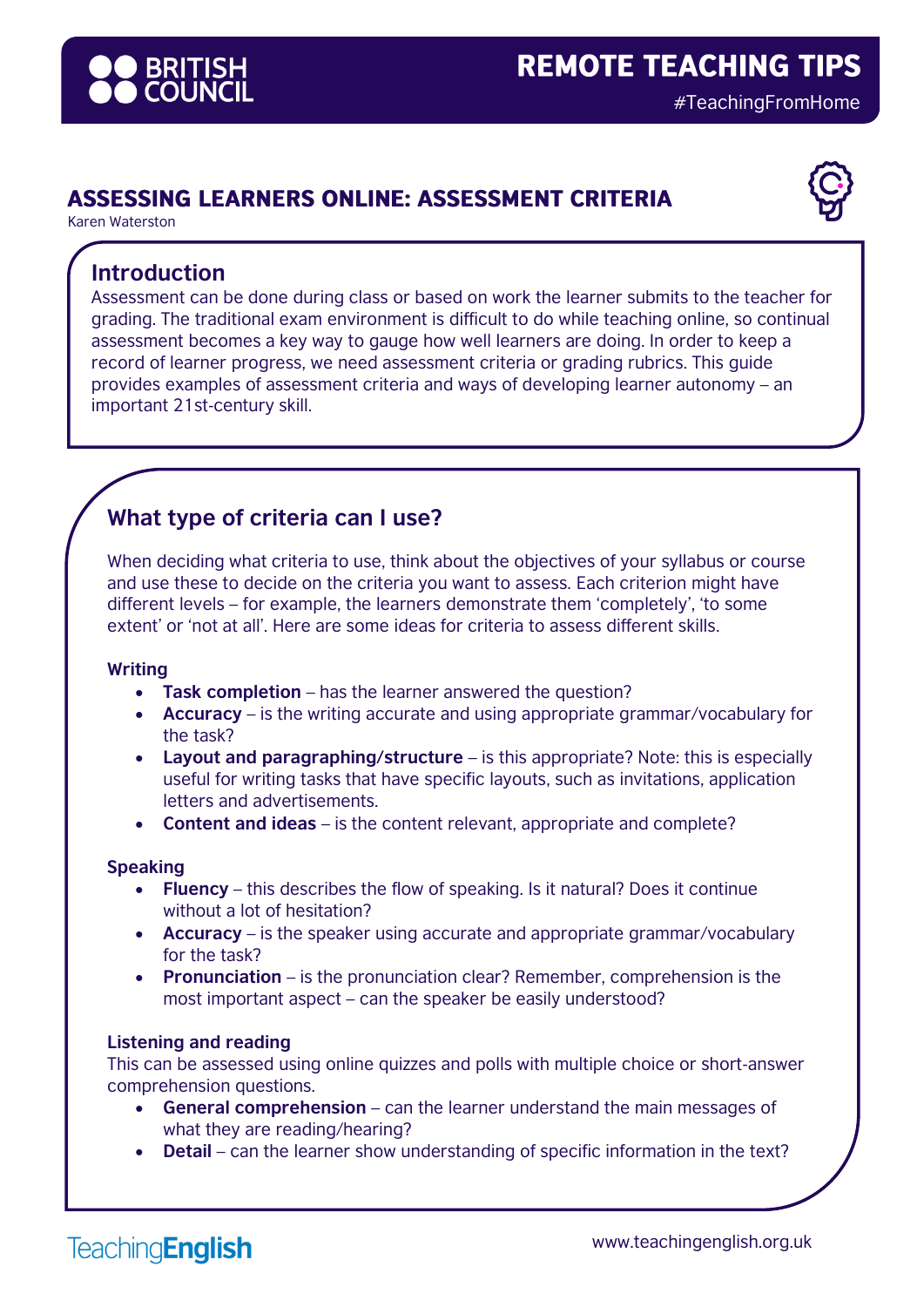# ASSESSING LEARNERS ONLINE: ASSESSMENT CRITERIA

Karen Waterston

## Introduction

Assessment can be done during class or based on work the learner submits to the teacher for grading. The traditional exam environment is difficult to do while teaching online, so continual assessment becomes a key way to gauge how well learners are doing. In order to keep a record of learner progress, we need assessment criteria or grading rubrics. This guide provides examples of assessment criteria and ways of developing learner autonomy – an important 21st-century skill.

## What type of criteria can I use?

When deciding what criteria to use, think about the objectives of your syllabus or course and use these to decide on the criteria you want to assess. Each criterion might have different levels – for example, the learners demonstrate them 'completely', 'to some extent' or 'not at all'. Here are some ideas for criteria to assess different skills.

### Writing

- **Task completion** – has the learner answered the question?
- **Accuracy** – is the writing accurate and using appropriate grammar/vocabulary for the task?
- **Layout and paragraphing/structure** – is this appropriate? Note: this is especially useful for writing tasks that have specific layouts, such as invitations, application letters and advertisements.
- **Content and ideas** – is the content relevant, appropriate and complete?

### Speaking

- **Fluency** – this describes the flow of speaking. Is it natural? Does it continue without a lot of hesitation?
- **Accuracy** – is the speaker using accurate and appropriate grammar/vocabulary for the task?
- **Pronunciation** – is the pronunciation clear? Remember, comprehension is the most important aspect – can the speaker be easily understood?

### Listening and reading

This can be assessed using online quizzes and polls with multiple choice or short-answer comprehension questions.

- **General comprehension** – can the learner understand the main messages of what they are reading/hearing?
- **Detail** – can the learner show understanding of specific information in the text?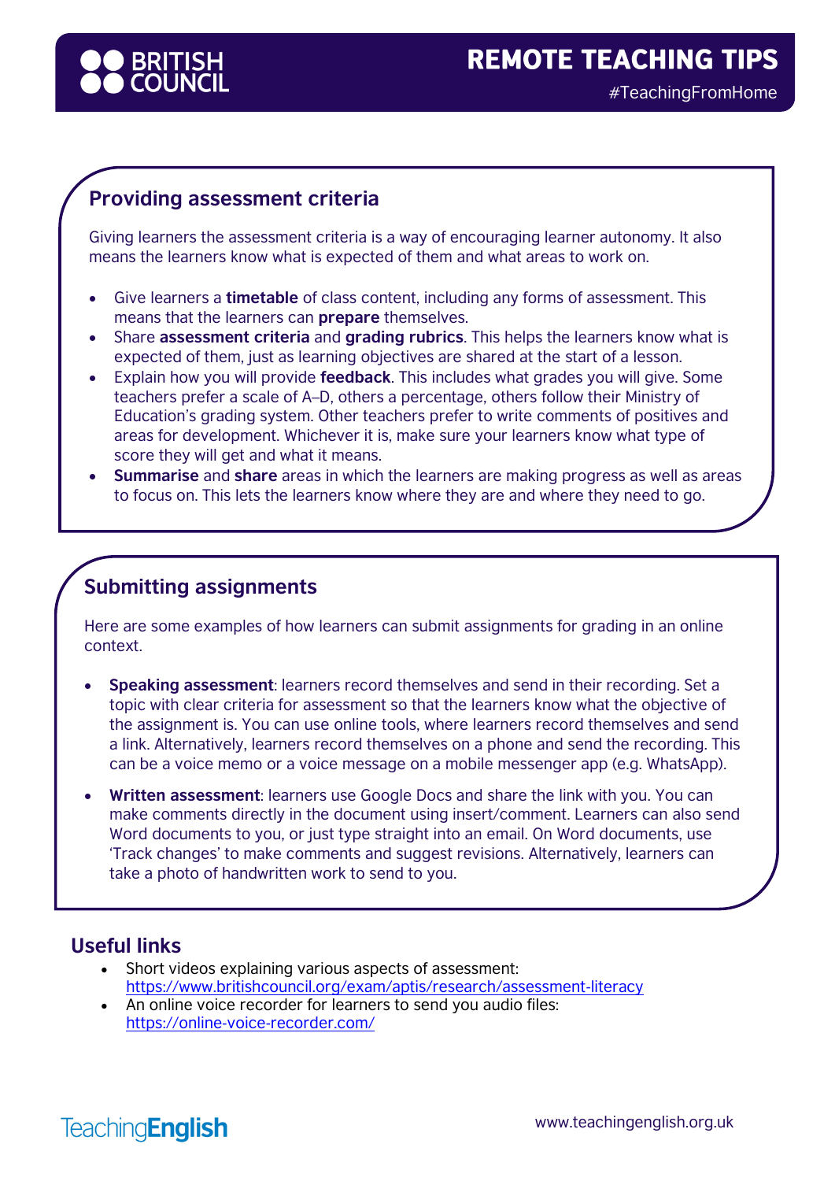## Providing assessment criteria

Giving learners the assessment criteria is a way of encouraging learner autonomy. It also means the learners know what is expected of them and what areas to work on.

- Give learners a **timetable** of class content, including any forms of assessment. This means that the learners can **prepare** themselves.
- Share **assessment criteria** and **grading rubrics**. This helps the learners know what is expected of them, just as learning objectives are shared at the start of a lesson.
- Explain how you will provide **feedback**. This includes what grades you will give. Some teachers prefer a scale of A–D, others a percentage, others follow their Ministry of Education's grading system. Other teachers prefer to write comments of positives and areas for development. Whichever it is, make sure your learners know what type of score they will get and what it means.
- **Summarise** and **share** areas in which the learners are making progress as well as areas to focus on. This lets the learners know where they are and where they need to go.

## Submitting assignments

Here are some examples of how learners can submit assignments for grading in an online context.

- **Speaking assessment**: learners record themselves and send in their recording. Set a topic with clear criteria for assessment so that the learners know what the objective of the assignment is. You can use online tools, where learners record themselves and send a link. Alternatively, learners record themselves on a phone and send the recording. This can be a voice memo or a voice message on a mobile messenger app (e.g. WhatsApp).

- **Written assessment**: learners use Google Docs and share the link with you. You can make comments directly in the document using insert/comment. Learners can also send Word documents to you, or just type straight into an email. On Word documents, use 'Track changes' to make comments and suggest revisions. Alternatively, learners can take a photo of handwritten work to send to you.

## Useful links

- Short videos explaining various aspects of assessment: https://www.britishcouncil.org/exam/aptis/research/assessment-literacy
- An online voice recorder for learners to send you audio files: https://online-voice-recorder.com/